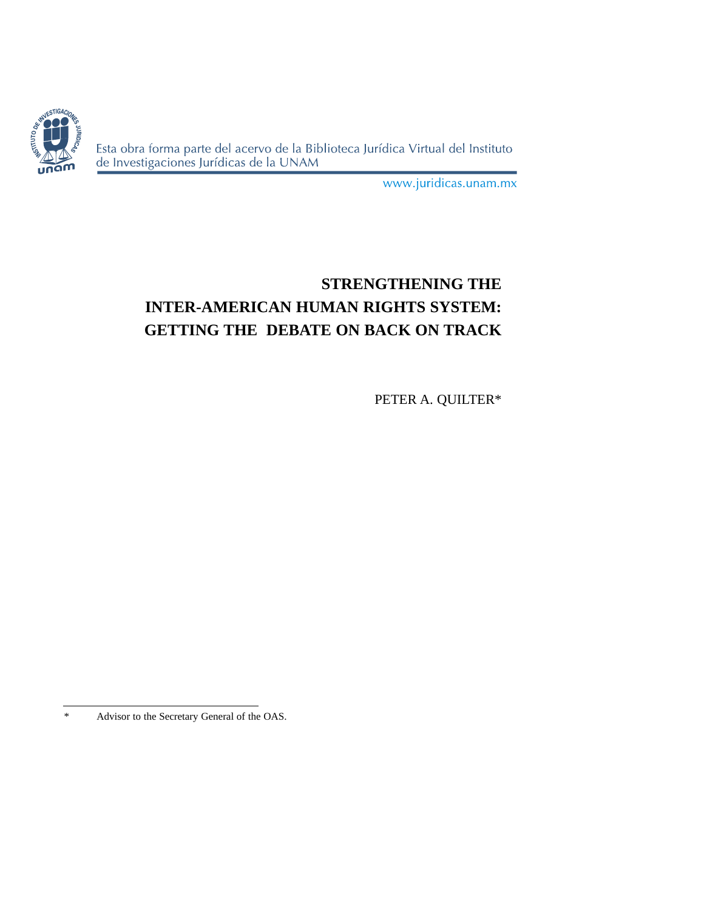# STRENGTHENING THE INTER-AMERICAN HUMAN RIGHTS SYSTEM: GETTING THE DEBATE ON BACK ON TRACK

PETER A. QUILTER*

---

\* Advisor to the Secretary General of the OAS.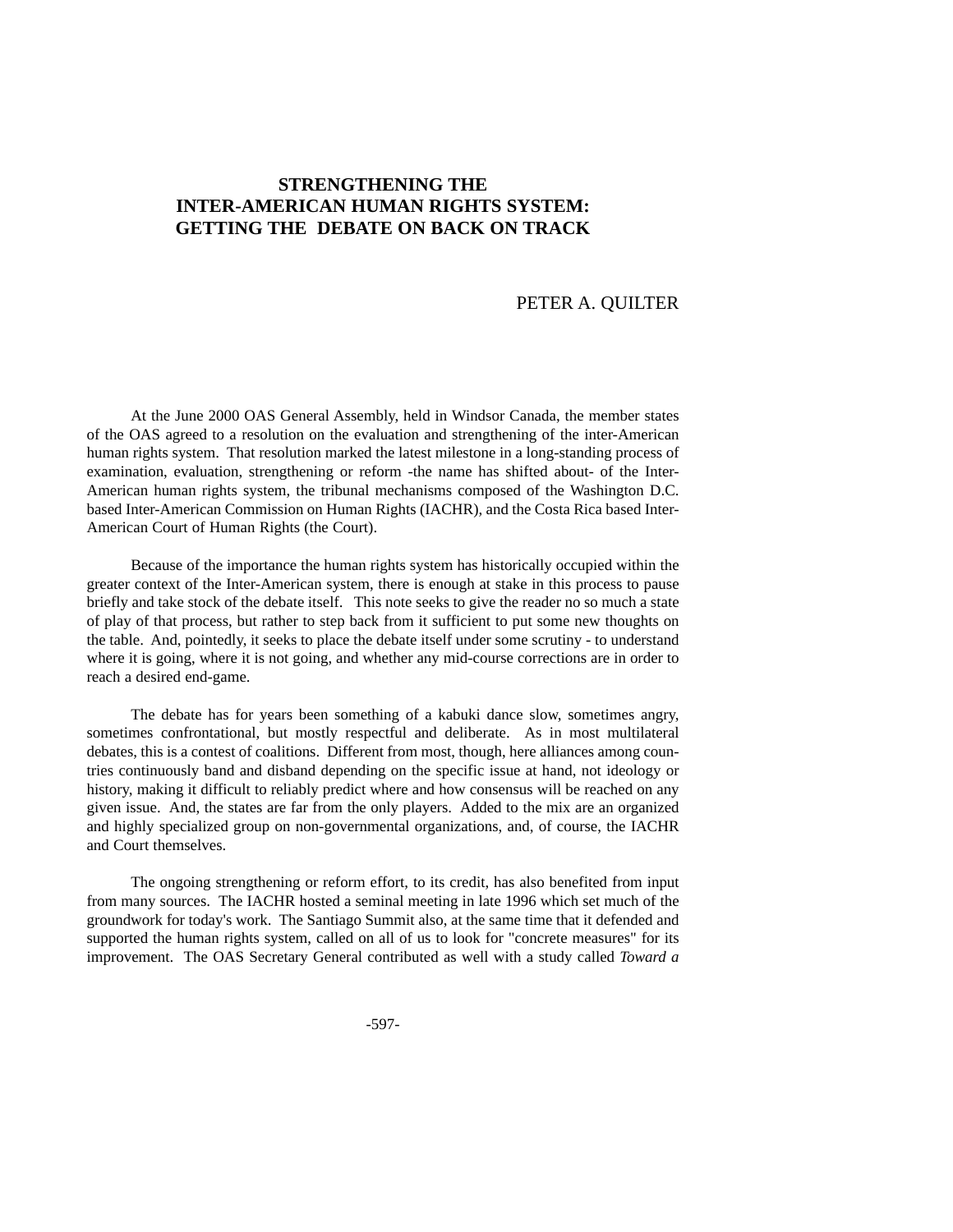# STRENGTHENING THE INTER-AMERICAN HUMAN RIGHTS SYSTEM: GETTING THE DEBATE ON BACK ON TRACK

PETER A. QUILTER

At the June 2000 OAS General Assembly, held in Windsor Canada, the member states of the OAS agreed to a resolution on the evaluation and strengthening of the inter-American human rights system. That resolution marked the latest milestone in a long-standing process of examination, evaluation, strengthening or reform -the name has shifted about- of the Inter-American human rights system, the tribunal mechanisms composed of the Washington D.C. based Inter-American Commission on Human Rights (IACHR), and the Costa Rica based Inter-American Court of Human Rights (the Court).

Because of the importance the human rights system has historically occupied within the greater context of the Inter-American system, there is enough at stake in this process to pause briefly and take stock of the debate itself. This note seeks to give the reader no so much a state of play of that process, but rather to step back from it sufficient to put some new thoughts on the table. And, pointedly, it seeks to place the debate itself under some scrutiny - to understand where it is going, where it is not going, and whether any mid-course corrections are in order to reach a desired end-game.

The debate has for years been something of a kabuki dance slow, sometimes angry, sometimes confrontational, but mostly respectful and deliberate. As in most multilateral debates, this is a contest of coalitions. Different from most, though, here alliances among countries continuously band and disband depending on the specific issue at hand, not ideology or history, making it difficult to reliably predict where and how consensus will be reached on any given issue. And, the states are far from the only players. Added to the mix are an organized and highly specialized group on non-governmental organizations, and, of course, the IACHR and Court themselves.

The ongoing strengthening or reform effort, to its credit, has also benefited from input from many sources. The IACHR hosted a seminal meeting in late 1996 which set much of the groundwork for today's work. The Santiago Summit also, at the same time that it defended and supported the human rights system, called on all of us to look for "concrete measures" for its improvement. The OAS Secretary General contributed as well with a study called *Toward a*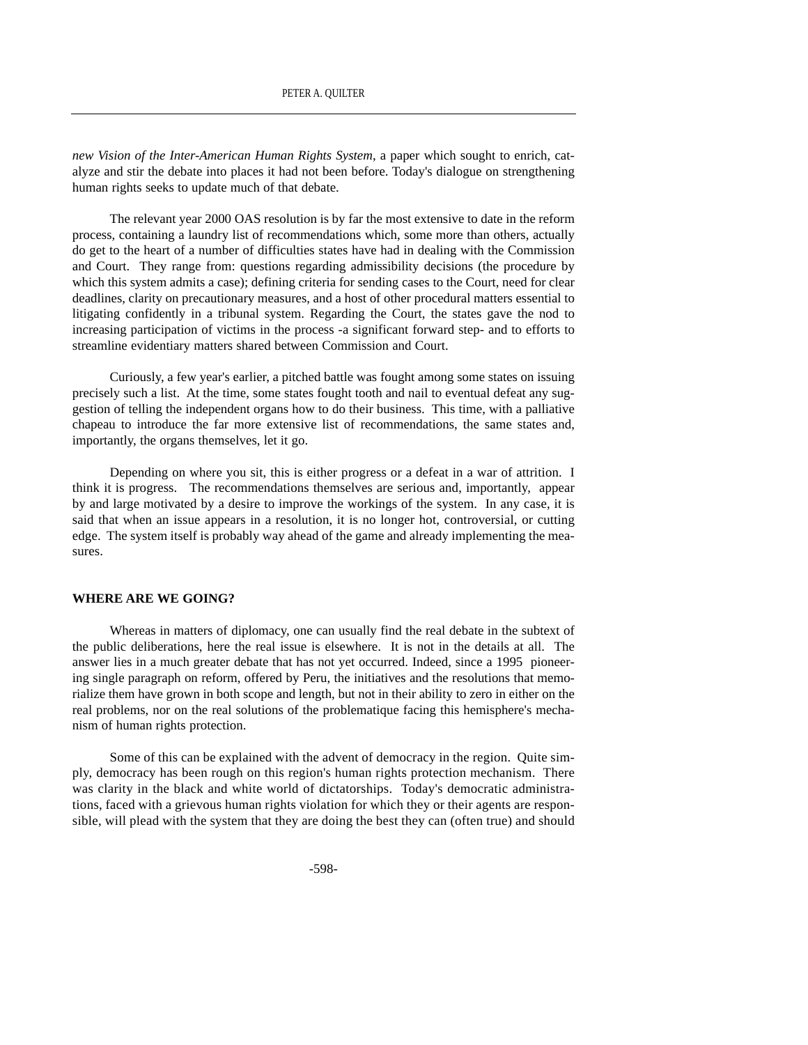*new Vision of the Inter-American Human Rights System*, a paper which sought to enrich, catalyze and stir the debate into places it had not been before. Today's dialogue on strengthening human rights seeks to update much of that debate.

The relevant year 2000 OAS resolution is by far the most extensive to date in the reform process, containing a laundry list of recommendations which, some more than others, actually do get to the heart of a number of difficulties states have had in dealing with the Commission and Court. They range from: questions regarding admissibility decisions (the procedure by which this system admits a case); defining criteria for sending cases to the Court, need for clear deadlines, clarity on precautionary measures, and a host of other procedural matters essential to litigating confidently in a tribunal system. Regarding the Court, the states gave the nod to increasing participation of victims in the process -a significant forward step- and to efforts to streamline evidentiary matters shared between Commission and Court.

Curiously, a few year's earlier, a pitched battle was fought among some states on issuing precisely such a list. At the time, some states fought tooth and nail to eventual defeat any suggestion of telling the independent organs how to do their business. This time, with a palliative chapeau to introduce the far more extensive list of recommendations, the same states and, importantly, the organs themselves, let it go.

Depending on where you sit, this is either progress or a defeat in a war of attrition. I think it is progress. The recommendations themselves are serious and, importantly, appear by and large motivated by a desire to improve the workings of the system. In any case, it is said that when an issue appears in a resolution, it is no longer hot, controversial, or cutting edge. The system itself is probably way ahead of the game and already implementing the measures.

## WHERE ARE WE GOING?

Whereas in matters of diplomacy, one can usually find the real debate in the subtext of the public deliberations, here the real issue is elsewhere. It is not in the details at all. The answer lies in a much greater debate that has not yet occurred. Indeed, since a 1995 pioneering single paragraph on reform, offered by Peru, the initiatives and the resolutions that memorialize them have grown in both scope and length, but not in their ability to zero in either on the real problems, nor on the real solutions of the problematique facing this hemisphere's mechanism of human rights protection.

Some of this can be explained with the advent of democracy in the region. Quite simply, democracy has been rough on this region's human rights protection mechanism. There was clarity in the black and white world of dictatorships. Today's democratic administrations, faced with a grievous human rights violation for which they or their agents are responsible, will plead with the system that they are doing the best they can (often true) and should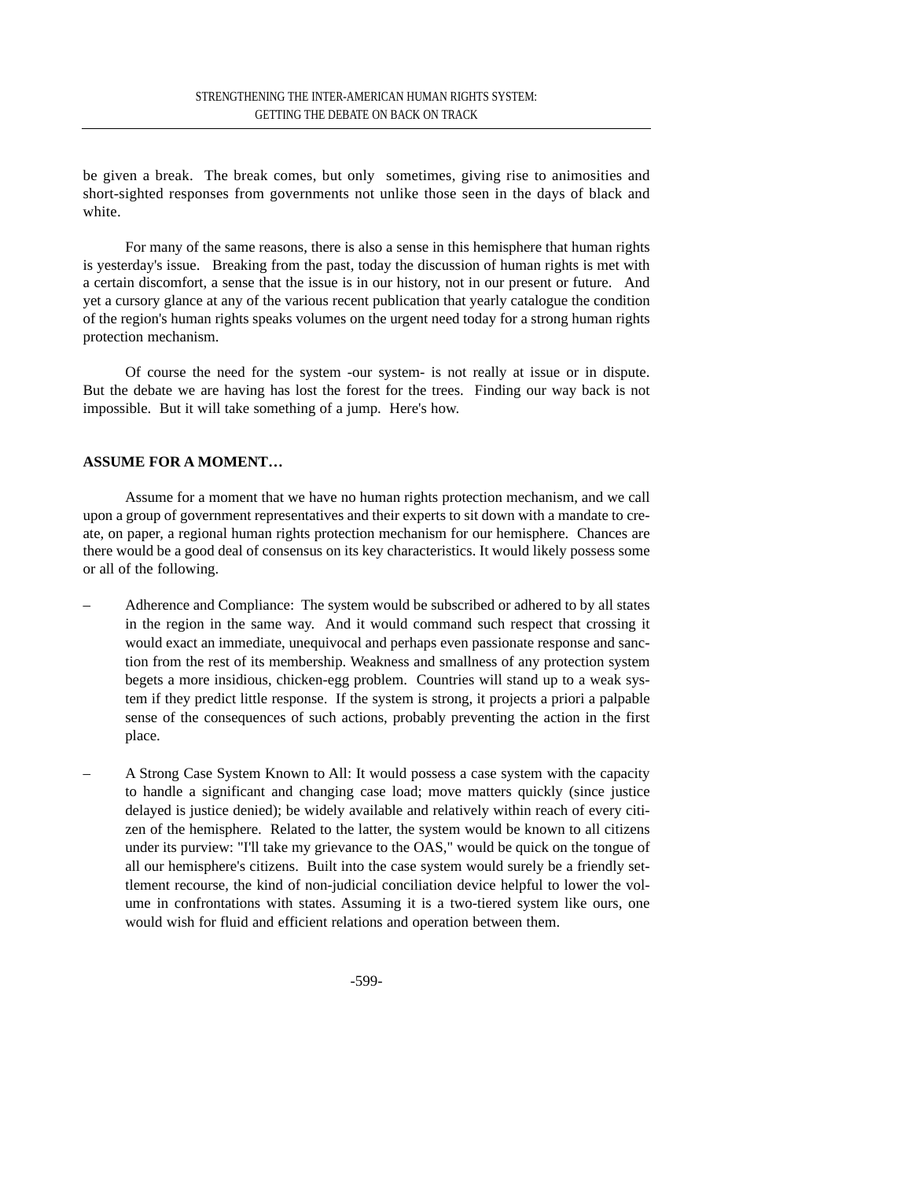be given a break. The break comes, but only sometimes, giving rise to animosities and short-sighted responses from governments not unlike those seen in the days of black and white.

For many of the same reasons, there is also a sense in this hemisphere that human rights is yesterday's issue. Breaking from the past, today the discussion of human rights is met with a certain discomfort, a sense that the issue is in our history, not in our present or future. And yet a cursory glance at any of the various recent publication that yearly catalogue the condition of the region's human rights speaks volumes on the urgent need today for a strong human rights protection mechanism.

Of course the need for the system -our system- is not really at issue or in dispute. But the debate we are having has lost the forest for the trees. Finding our way back is not impossible. But it will take something of a jump. Here's how.

**ASSUME FOR A MOMENT…**

Assume for a moment that we have no human rights protection mechanism, and we call upon a group of government representatives and their experts to sit down with a mandate to create, on paper, a regional human rights protection mechanism for our hemisphere. Chances are there would be a good deal of consensus on its key characteristics. It would likely possess some or all of the following.

– Adherence and Compliance: The system would be subscribed or adhered to by all states in the region in the same way. And it would command such respect that crossing it would exact an immediate, unequivocal and perhaps even passionate response and sanction from the rest of its membership. Weakness and smallness of any protection system begets a more insidious, chicken-egg problem. Countries will stand up to a weak system if they predict little response. If the system is strong, it projects a priori a palpable sense of the consequences of such actions, probably preventing the action in the first place.

– A Strong Case System Known to All: It would possess a case system with the capacity to handle a significant and changing case load; move matters quickly (since justice delayed is justice denied); be widely available and relatively within reach of every citizen of the hemisphere. Related to the latter, the system would be known to all citizens under its purview: "I'll take my grievance to the OAS," would be quick on the tongue of all our hemisphere's citizens. Built into the case system would surely be a friendly settlement recourse, the kind of non-judicial conciliation device helpful to lower the volume in confrontations with states. Assuming it is a two-tiered system like ours, one would wish for fluid and efficient relations and operation between them.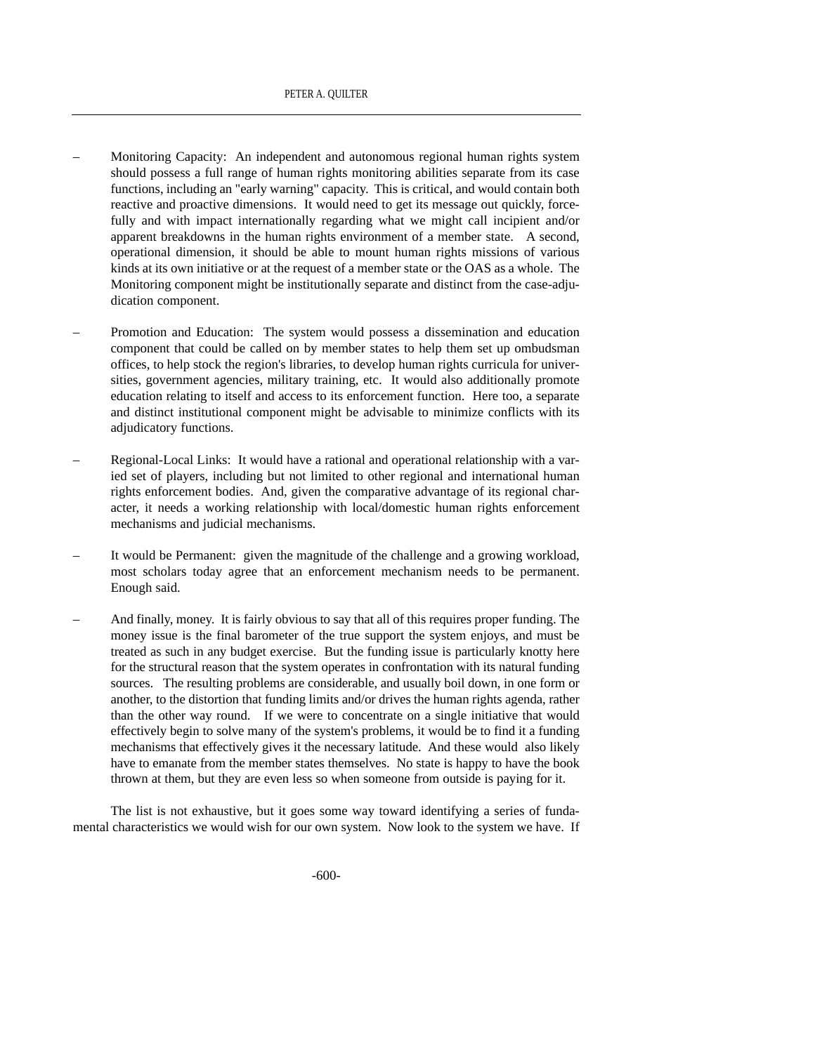- Monitoring Capacity: An independent and autonomous regional human rights system should possess a full range of human rights monitoring abilities separate from its case functions, including an "early warning" capacity. This is critical, and would contain both reactive and proactive dimensions. It would need to get its message out quickly, forcefully and with impact internationally regarding what we might call incipient and/or apparent breakdowns in the human rights environment of a member state. A second, operational dimension, it should be able to mount human rights missions of various kinds at its own initiative or at the request of a member state or the OAS as a whole. The Monitoring component might be institutionally separate and distinct from the case-adjudication component.

- Promotion and Education: The system would possess a dissemination and education component that could be called on by member states to help them set up ombudsman offices, to help stock the region's libraries, to develop human rights curricula for universities, government agencies, military training, etc. It would also additionally promote education relating to itself and access to its enforcement function. Here too, a separate and distinct institutional component might be advisable to minimize conflicts with its adjudicatory functions.

- Regional-Local Links: It would have a rational and operational relationship with a varied set of players, including but not limited to other regional and international human rights enforcement bodies. And, given the comparative advantage of its regional character, it needs a working relationship with local/domestic human rights enforcement mechanisms and judicial mechanisms.

- It would be Permanent: given the magnitude of the challenge and a growing workload, most scholars today agree that an enforcement mechanism needs to be permanent. Enough said.

- And finally, money. It is fairly obvious to say that all of this requires proper funding. The money issue is the final barometer of the true support the system enjoys, and must be treated as such in any budget exercise. But the funding issue is particularly knotty here for the structural reason that the system operates in confrontation with its natural funding sources. The resulting problems are considerable, and usually boil down, in one form or another, to the distortion that funding limits and/or drives the human rights agenda, rather than the other way round. If we were to concentrate on a single initiative that would effectively begin to solve many of the system's problems, it would be to find it a funding mechanisms that effectively gives it the necessary latitude. And these would also likely have to emanate from the member states themselves. No state is happy to have the book thrown at them, but they are even less so when someone from outside is paying for it.

The list is not exhaustive, but it goes some way toward identifying a series of fundamental characteristics we would wish for our own system. Now look to the system we have. If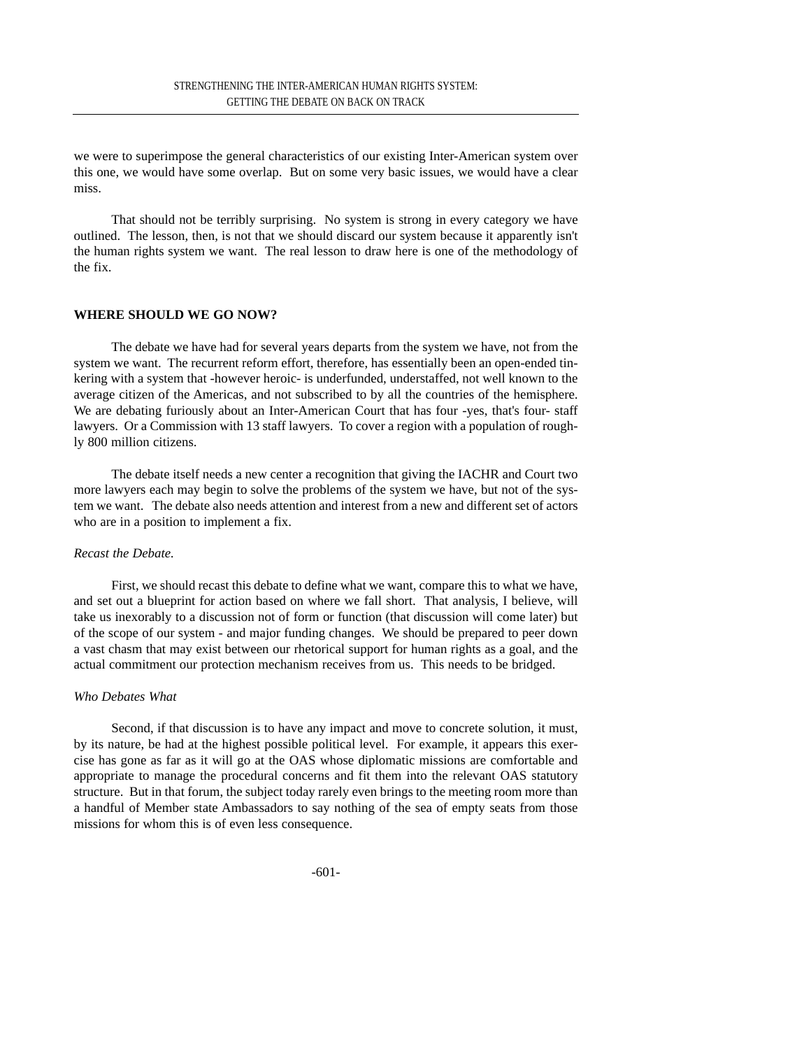we were to superimpose the general characteristics of our existing Inter-American system over this one, we would have some overlap. But on some very basic issues, we would have a clear miss.

That should not be terribly surprising. No system is strong in every category we have outlined. The lesson, then, is not that we should discard our system because it apparently isn't the human rights system we want. The real lesson to draw here is one of the methodology of the fix.

**WHERE SHOULD WE GO NOW?**

The debate we have had for several years departs from the system we have, not from the system we want. The recurrent reform effort, therefore, has essentially been an open-ended tinkering with a system that -however heroic- is underfunded, understaffed, not well known to the average citizen of the Americas, and not subscribed to by all the countries of the hemisphere. We are debating furiously about an Inter-American Court that has four -yes, that's four- staff lawyers. Or a Commission with 13 staff lawyers. To cover a region with a population of roughly 800 million citizens.

The debate itself needs a new center a recognition that giving the IACHR and Court two more lawyers each may begin to solve the problems of the system we have, but not of the system we want. The debate also needs attention and interest from a new and different set of actors who are in a position to implement a fix.

*Recast the Debate.*

First, we should recast this debate to define what we want, compare this to what we have, and set out a blueprint for action based on where we fall short. That analysis, I believe, will take us inexorably to a discussion not of form or function (that discussion will come later) but of the scope of our system - and major funding changes. We should be prepared to peer down a vast chasm that may exist between our rhetorical support for human rights as a goal, and the actual commitment our protection mechanism receives from us. This needs to be bridged.

*Who Debates What*

Second, if that discussion is to have any impact and move to concrete solution, it must, by its nature, be had at the highest possible political level. For example, it appears this exercise has gone as far as it will go at the OAS whose diplomatic missions are comfortable and appropriate to manage the procedural concerns and fit them into the relevant OAS statutory structure. But in that forum, the subject today rarely even brings to the meeting room more than a handful of Member state Ambassadors to say nothing of the sea of empty seats from those missions for whom this is of even less consequence.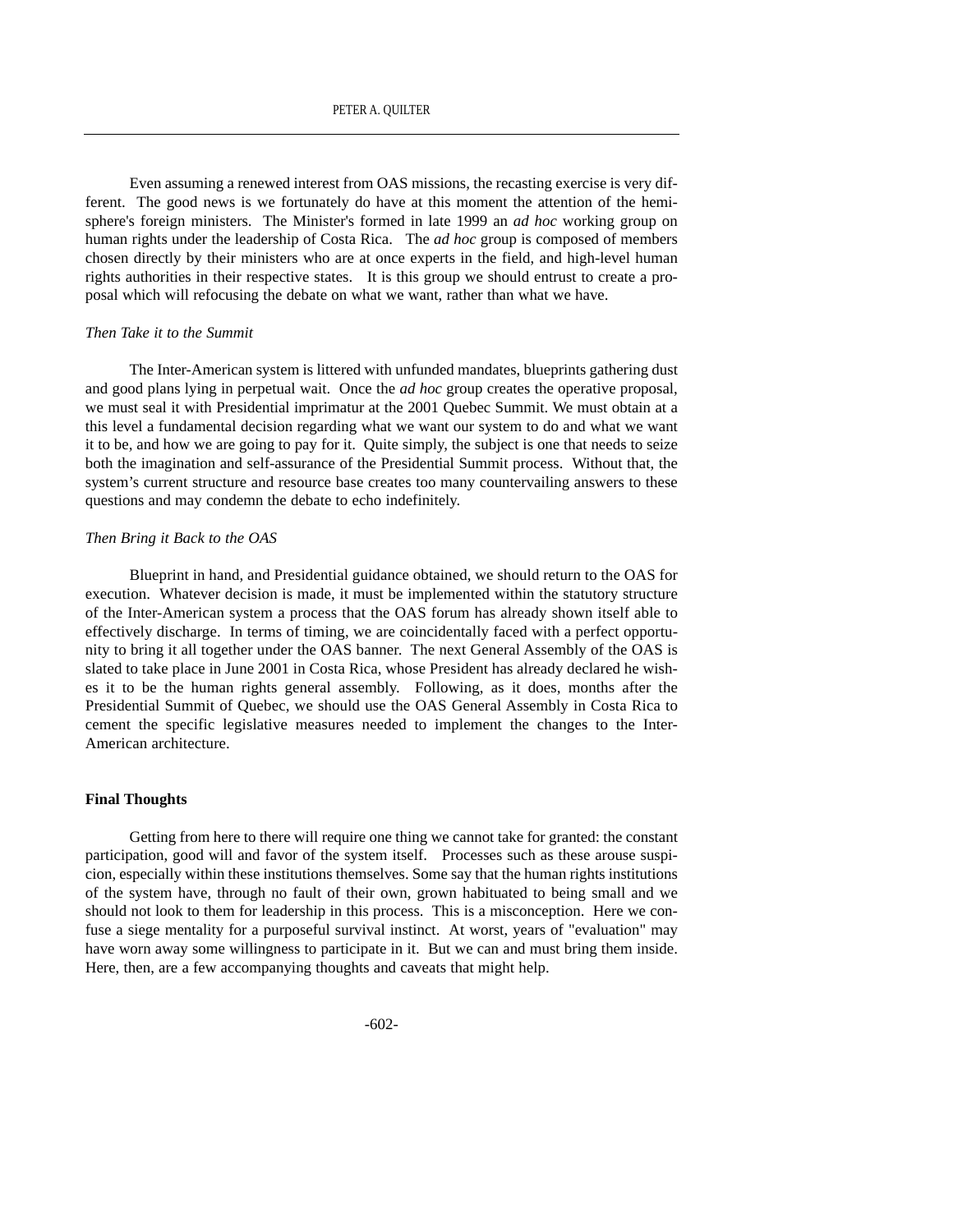Even assuming a renewed interest from OAS missions, the recasting exercise is very different. The good news is we fortunately do have at this moment the attention of the hemisphere's foreign ministers. The Minister's formed in late 1999 an *ad hoc* working group on human rights under the leadership of Costa Rica. The *ad hoc* group is composed of members chosen directly by their ministers who are at once experts in the field, and high-level human rights authorities in their respective states. It is this group we should entrust to create a proposal which will refocusing the debate on what we want, rather than what we have.

*Then Take it to the Summit*

The Inter-American system is littered with unfunded mandates, blueprints gathering dust and good plans lying in perpetual wait. Once the *ad hoc* group creates the operative proposal, we must seal it with Presidential imprimatur at the 2001 Quebec Summit. We must obtain at a this level a fundamental decision regarding what we want our system to do and what we want it to be, and how we are going to pay for it. Quite simply, the subject is one that needs to seize both the imagination and self-assurance of the Presidential Summit process. Without that, the system's current structure and resource base creates too many countervailing answers to these questions and may condemn the debate to echo indefinitely.

*Then Bring it Back to the OAS*

Blueprint in hand, and Presidential guidance obtained, we should return to the OAS for execution. Whatever decision is made, it must be implemented within the statutory structure of the Inter-American system a process that the OAS forum has already shown itself able to effectively discharge. In terms of timing, we are coincidentally faced with a perfect opportunity to bring it all together under the OAS banner. The next General Assembly of the OAS is slated to take place in June 2001 in Costa Rica, whose President has already declared he wishes it to be the human rights general assembly. Following, as it does, months after the Presidential Summit of Quebec, we should use the OAS General Assembly in Costa Rica to cement the specific legislative measures needed to implement the changes to the Inter-American architecture.

**Final Thoughts**

Getting from here to there will require one thing we cannot take for granted: the constant participation, good will and favor of the system itself. Processes such as these arouse suspicion, especially within these institutions themselves. Some say that the human rights institutions of the system have, through no fault of their own, grown habituated to being small and we should not look to them for leadership in this process. This is a misconception. Here we confuse a siege mentality for a purposeful survival instinct. At worst, years of "evaluation" may have worn away some willingness to participate in it. But we can and must bring them inside. Here, then, are a few accompanying thoughts and caveats that might help.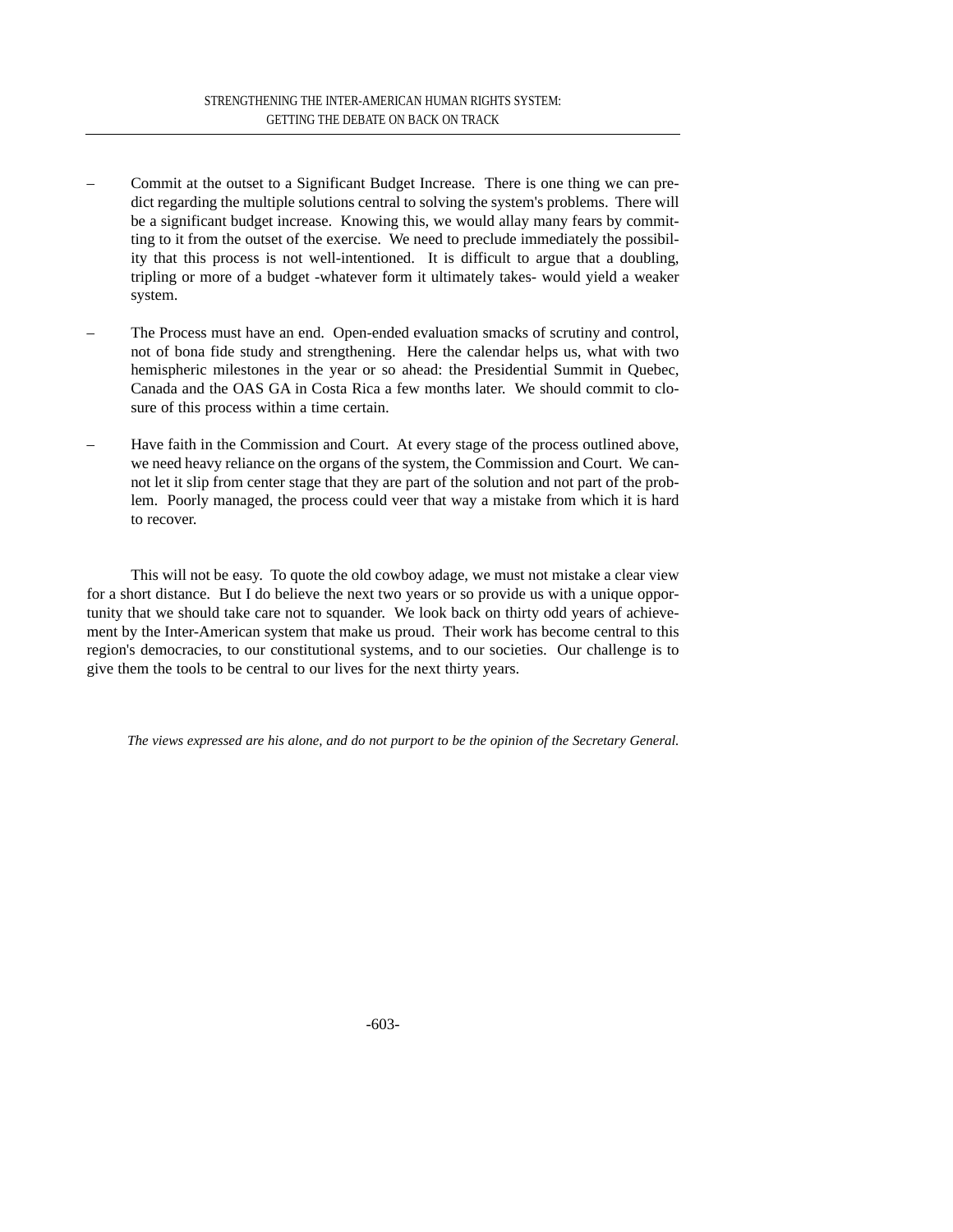- Commit at the outset to a Significant Budget Increase. There is one thing we can predict regarding the multiple solutions central to solving the system's problems. There will be a significant budget increase. Knowing this, we would allay many fears by committing to it from the outset of the exercise. We need to preclude immediately the possibility that this process is not well-intentioned. It is difficult to argue that a doubling, tripling or more of a budget -whatever form it ultimately takes- would yield a weaker system.

- The Process must have an end. Open-ended evaluation smacks of scrutiny and control, not of bona fide study and strengthening. Here the calendar helps us, what with two hemispheric milestones in the year or so ahead: the Presidential Summit in Quebec, Canada and the OAS GA in Costa Rica a few months later. We should commit to closure of this process within a time certain.

- Have faith in the Commission and Court. At every stage of the process outlined above, we need heavy reliance on the organs of the system, the Commission and Court. We cannot let it slip from center stage that they are part of the solution and not part of the problem. Poorly managed, the process could veer that way a mistake from which it is hard to recover.

This will not be easy. To quote the old cowboy adage, we must not mistake a clear view for a short distance. But I do believe the next two years or so provide us with a unique opportunity that we should take care not to squander. We look back on thirty odd years of achievement by the Inter-American system that make us proud. Their work has become central to this region's democracies, to our constitutional systems, and to our societies. Our challenge is to give them the tools to be central to our lives for the next thirty years.

*The views expressed are his alone, and do not purport to be the opinion of the Secretary General.*